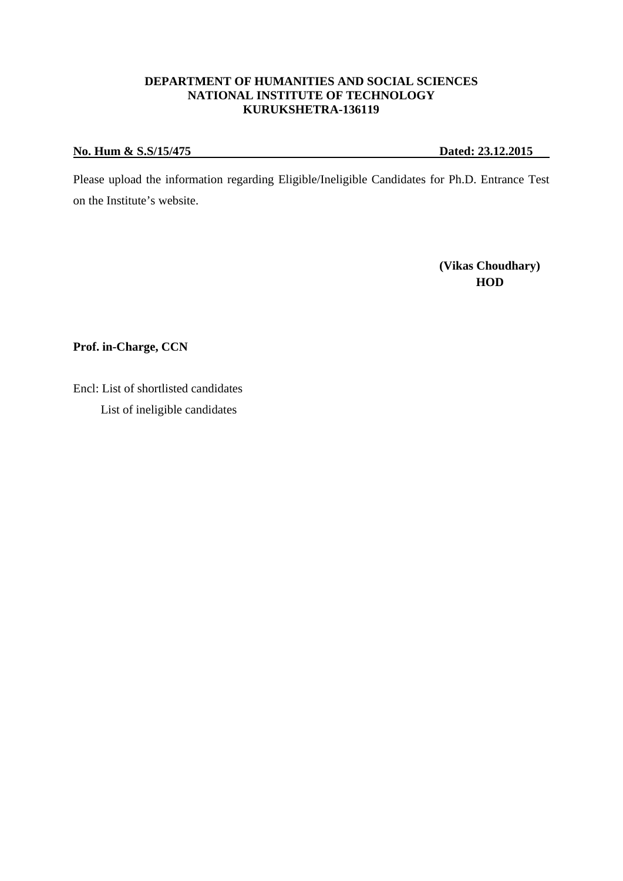**DEPARTMENT OF HUMANITIES AND SOCIAL SCIENCES**
**NATIONAL INSTITUTE OF TECHNOLOGY**
**KURUKSHETRA-136119**

**No. Hum & S.S/15/475** **Dated: 23.12.2015**

Please upload the information regarding Eligible/Ineligible Candidates for Ph.D. Entrance Test on the Institute's website.

**(Vikas Choudhary)**
**HOD**

**Prof. in-Charge, CCN**

Encl: List of shortlisted candidates
List of ineligible candidates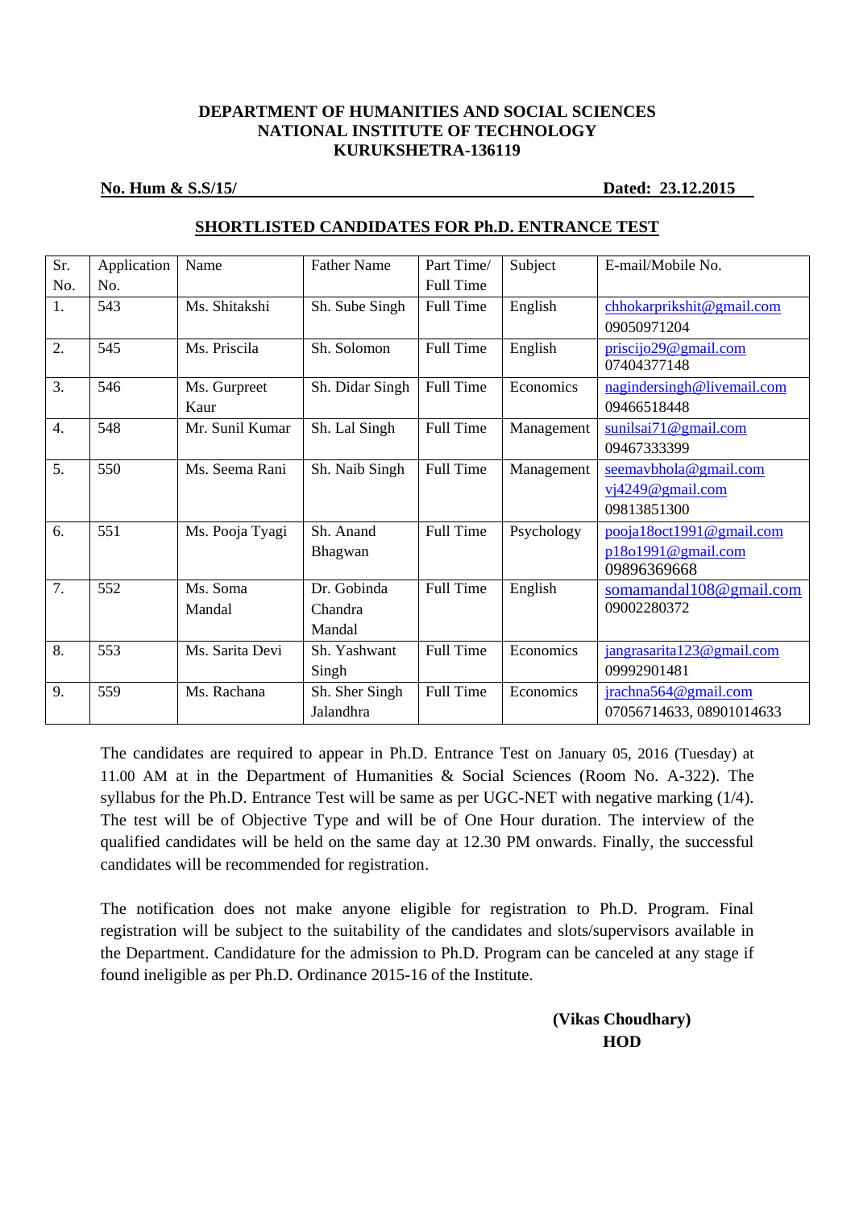**DEPARTMENT OF HUMANITIES AND SOCIAL SCIENCES**
**NATIONAL INSTITUTE OF TECHNOLOGY**
**KURUKSHETRA-136119**

**No. Hum & S.S/15/** **Dated: 23.12.2015**

**SHORTLISTED CANDIDATES FOR Ph.D. ENTRANCE TEST**

| Sr. No. | Application No. | Name | Father Name | Part Time/ Full Time | Subject | E-mail/Mobile No. |
|---|---|---|---|---|---|---|
| 1. | 543 | Ms. Shitakshi | Sh. Sube Singh | Full Time | English | chhokarprikshit@gmail.com 09050971204 |
| 2. | 545 | Ms. Priscila | Sh. Solomon | Full Time | English | priscijo29@gmail.com 07404377148 |
| 3. | 546 | Ms. Gurpreet Kaur | Sh. Didar Singh | Full Time | Economics | nagindersingh@livemail.com 09466518448 |
| 4. | 548 | Mr. Sunil Kumar | Sh. Lal Singh | Full Time | Management | sunilsai71@gmail.com 09467333399 |
| 5. | 550 | Ms. Seema Rani | Sh. Naib Singh | Full Time | Management | seemavbhola@gmail.com vj4249@gmail.com 09813851300 |
| 6. | 551 | Ms. Pooja Tyagi | Sh. Anand Bhagwan | Full Time | Psychology | pooja18oct1991@gmail.com p18o1991@gmail.com 09896369668 |
| 7. | 552 | Ms. Soma Mandal | Dr. Gobinda Chandra Mandal | Full Time | English | somamandal108@gmail.com 09002280372 |
| 8. | 553 | Ms. Sarita Devi | Sh. Yashwant Singh | Full Time | Economics | jangrasarita123@gmail.com 09992901481 |
| 9. | 559 | Ms. Rachana | Sh. Sher Singh Jalandhra | Full Time | Economics | jrachna564@gmail.com 07056714633, 08901014633 |

The candidates are required to appear in Ph.D. Entrance Test on January 05, 2016 (Tuesday) at 11.00 AM at in the Department of Humanities & Social Sciences (Room No. A-322). The syllabus for the Ph.D. Entrance Test will be same as per UGC-NET with negative marking (1/4). The test will be of Objective Type and will be of One Hour duration. The interview of the qualified candidates will be held on the same day at 12.30 PM onwards. Finally, the successful candidates will be recommended for registration.

The notification does not make anyone eligible for registration to Ph.D. Program. Final registration will be subject to the suitability of the candidates and slots/supervisors available in the Department. Candidature for the admission to Ph.D. Program can be canceled at any stage if found ineligible as per Ph.D. Ordinance 2015-16 of the Institute.

**(Vikas Choudhary)**
**HOD**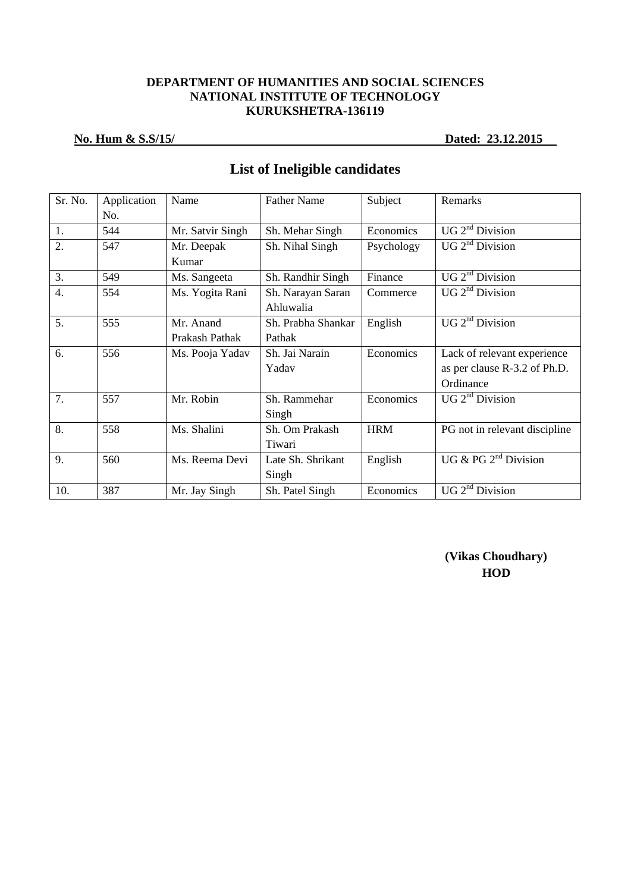**DEPARTMENT OF HUMANITIES AND SOCIAL SCIENCES**
**NATIONAL INSTITUTE OF TECHNOLOGY**
**KURUKSHETRA-136119**

**No. Hum & S.S/15/** **Dated: 23.12.2015**

## List of Ineligible candidates

| Sr. No. | Application No. | Name | Father Name | Subject | Remarks |
|---|---|---|---|---|---|
| 1. | 544 | Mr. Satvir Singh | Sh. Mehar Singh | Economics | UG 2nd Division |
| 2. | 547 | Mr. Deepak Kumar | Sh. Nihal Singh | Psychology | UG 2nd Division |
| 3. | 549 | Ms. Sangeeta | Sh. Randhir Singh | Finance | UG 2nd Division |
| 4. | 554 | Ms. Yogita Rani | Sh. Narayan Saran Ahluwalia | Commerce | UG 2nd Division |
| 5. | 555 | Mr. Anand Prakash Pathak | Sh. Prabha Shankar Pathak | English | UG 2nd Division |
| 6. | 556 | Ms. Pooja Yadav | Sh. Jai Narain Yadav | Economics | Lack of relevant experience as per clause R-3.2 of Ph.D. Ordinance |
| 7. | 557 | Mr. Robin | Sh. Rammehar Singh | Economics | UG 2nd Division |
| 8. | 558 | Ms. Shalini | Sh. Om Prakash Tiwari | HRM | PG not in relevant discipline |
| 9. | 560 | Ms. Reema Devi | Late Sh. Shrikant Singh | English | UG & PG 2nd Division |
| 10. | 387 | Mr. Jay Singh | Sh. Patel Singh | Economics | UG 2nd Division |

**(Vikas Choudhary)**
**HOD**